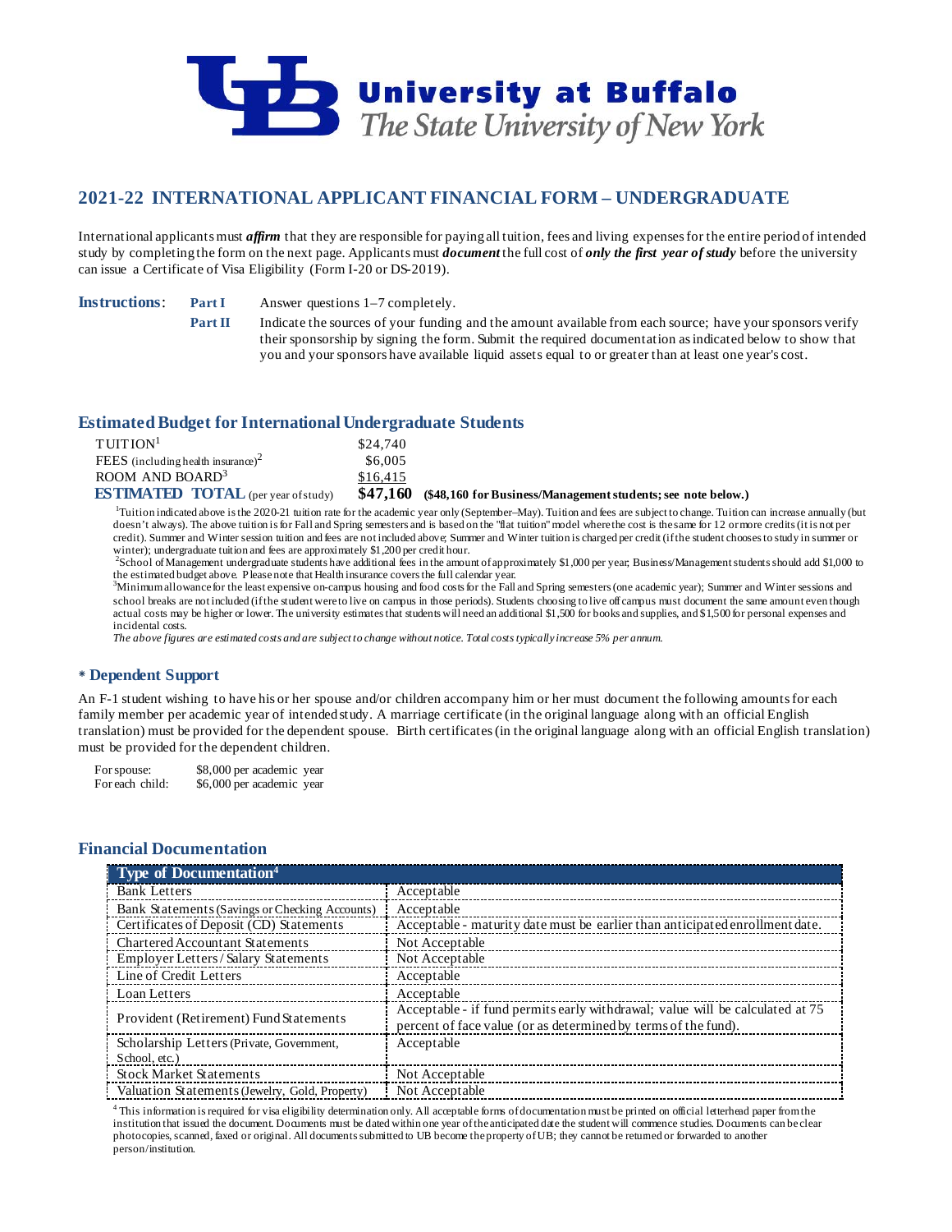**University at Buffalo**
*The State University of New York*

## 2021-22 INTERNATIONAL APPLICANT FINANCIAL FORM – UNDERGRADUATE

International applicants must ***affirm*** that they are responsible for paying all tuition, fees and living expenses for the entire period of intended study by completing the form on the next page. Applicants must ***document*** the full cost of ***only the first year of study*** before the university can issue a Certificate of Visa Eligibility (Form I-20 or DS-2019).

**Instructions**:

**Part I** Answer questions 1–7 completely.

**Part II** Indicate the sources of your funding and the amount available from each source; have your sponsors verify their sponsorship by signing the form. Submit the required documentation as indicated below to show that you and your sponsors have available liquid assets equal to or greater than at least one year's cost.

### Estimated Budget for International Undergraduate Students

| | |
|---|---|
| TUITION[1] | $24,740 |
| FEES (including health insurance)[2] | $6,005 |
| ROOM AND BOARD[3] | $16,415 |
| **ESTIMATED TOTAL** (per year of study) | **$47,160** **($48,160 for Business/Management students; see note below.)** |

[1]Tuition indicated above is the 2020-21 tuition rate for the academic year only (September–May). Tuition and fees are subject to change. Tuition can increase annually (but doesn't always). The above tuition is for Fall and Spring semesters and is based on the "flat tuition" model where the cost is the same for 12 or more credits (it is not per credit). Summer and Winter session tuition and fees are not included above; Summer and Winter tuition is charged per credit (if the student chooses to study in summer or winter); undergraduate tuition and fees are approximately $1,200 per credit hour.

[2]School of Management undergraduate students have additional fees in the amount of approximately $1,000 per year; Business/Management students should add $1,000 to the estimated budget above. Please note that Health insurance covers the full calendar year.

[3]Minimum allowance for the least expensive on-campus housing and food costs for the Fall and Spring semesters (one academic year); Summer and Winter sessions and school breaks are not included (if the student were to live on campus in those periods). Students choosing to live off campus must document the same amount even though actual costs may be higher or lower. The university estimates that students will need an additional $1,500 for books and supplies, and $1,500 for personal expenses and incidental costs.

*The above figures are estimated costs and are subject to change without notice. Total costs typically increase 5% per annum.*

### * Dependent Support

An F-1 student wishing to have his or her spouse and/or children accompany him or her must document the following amounts for each family member per academic year of intended study. A marriage certificate (in the original language along with an official English translation) must be provided for the dependent spouse. Birth certificates (in the original language along with an official English translation) must be provided for the dependent children.

| | |
|---|---|
| For spouse: | $8,000 per academic year |
| For each child: | $6,000 per academic year |

### Financial Documentation

| Type of Documentation[4] | |
|---|---|
| Bank Letters | Acceptable |
| Bank Statements (Savings or Checking Accounts) | Acceptable |
| Certificates of Deposit (CD) Statements | Acceptable - maturity date must be earlier than anticipated enrollment date. |
| Chartered Accountant Statements | Not Acceptable |
| Employer Letters / Salary Statements | Not Acceptable |
| Line of Credit Letters | Acceptable |
| Loan Letters | Acceptable |
| Provident (Retirement) Fund Statements | Acceptable - if fund permits early withdrawal; value will be calculated at 75 percent of face value (or as determined by terms of the fund). |
| Scholarship Letters (Private, Government, School, etc.) | Acceptable |
| Stock Market Statements | Not Acceptable |
| Valuation Statements (Jewelry, Gold, Property) | Not Acceptable |

[4] This information is required for visa eligibility determination only. All acceptable forms of documentation must be printed on official letterhead paper from the institution that issued the document. Documents must be dated within one year of the anticipated date the student will commence studies. Documents can be clear photocopies, scanned, faxed or original. All documents submitted to UB become the property of UB; they cannot be returned or forwarded to another person/institution.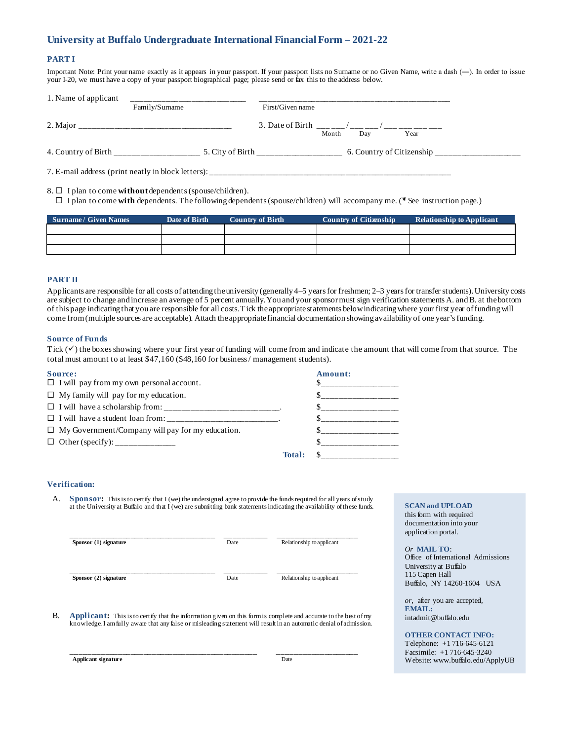# University at Buffalo Undergraduate International Financial Form – 2021-22

## PART I

Important Note: Print your name exactly as it appears in your passport. If your passport lists no Surname or no Given Name, write a dash (—). In order to issue your I-20, we must have a copy of your passport biographical page; please send or fax this to the address below.

1. Name of applicant ___________________________ ____________________________________________
Family/Surname First/Given name

2. Major ____________________________________ 3. Date of Birth ___ ___ / ___ ___ / ___ ___ ___ ___
Month Day Year

4. Country of Birth ____________________ 5. City of Birth ____________________ 6. Country of Citizenship ____________________

7. E-mail address (print neatly in block letters): ____________________________________________________________

8. ☐ I plan to come **without** dependents (spouse/children).
☐ I plan to come **with** dependents. The following dependents (spouse/children) will accompany me. (* See instruction page.)

| Surname / Given Names | Date of Birth | Country of Birth | Country of Citizenship | Relationship to Applicant |
|---|---|---|---|---|
| | | | | |
| | | | | |
| | | | | |

## PART II

Applicants are responsible for all costs of attending the university (generally 4–5 years for freshmen; 2–3 years for transfer students). University costs are subject to change and increase an average of 5 percent annually. You and your sponsor must sign verification statements A. and B. at the bottom of this page indicating that you are responsible for all costs. Tick the appropriate statements below indicating where your first year of funding will come from (multiple sources are acceptable). Attach the appropriate financial documentation showing availability of one year's funding.

### Source of Funds

Tick (✓) the boxes showing where your first year of funding will come from and indicate the amount that will come from that source. The total must amount to at least $47,160 ($48,160 for business / management students).

| Source: | Amount: |
|---|---|
| ☐ I will pay from my own personal account. | $__________________ |
| ☐ My family will pay for my education. | $__________________ |
| ☐ I will have a scholarship from: ___________________________. | $__________________ |
| ☐ I will have a student loan from: ___________________________. | $__________________ |
| ☐ My Government/Company will pay for my education. | $__________________ |
| ☐ Other (specify): ______________ | $__________________ |
| **Total:** | $__________________ |

### Verification:

A. **Sponsor:** This is to certify that I (we) the undersigned agree to provide the funds required for all years of study at the University at Buffalo and that I (we) are submitting bank statements indicating the availability of these funds.

______________________________________ ___________ _____________________
**Sponsor (1) signature** Date Relationship to applicant

______________________________________ ___________ _____________________
**Sponsor (2) signature** Date Relationship to applicant

B. **Applicant:** This is to certify that the information given on this form is complete and accurate to the best of my knowledge. I am fully aware that any false or misleading statement will result in an automatic denial of admission.

__________________________________________________ _____________________
**Applicant signature** Date

**SCAN and UPLOAD**
this form with required documentation into your application portal.

*Or* **MAIL TO**:
Office of International Admissions
University at Buffalo
115 Capen Hall
Buffalo, NY 14260-1604 USA

*or*, after you are accepted,
**EMAIL:**
intadmit@buffalo.edu

**OTHER CONTACT INFO:**
Telephone: +1 716-645-6121
Facsimile: +1 716-645-3240
Website: www.buffalo.edu/ApplyUB